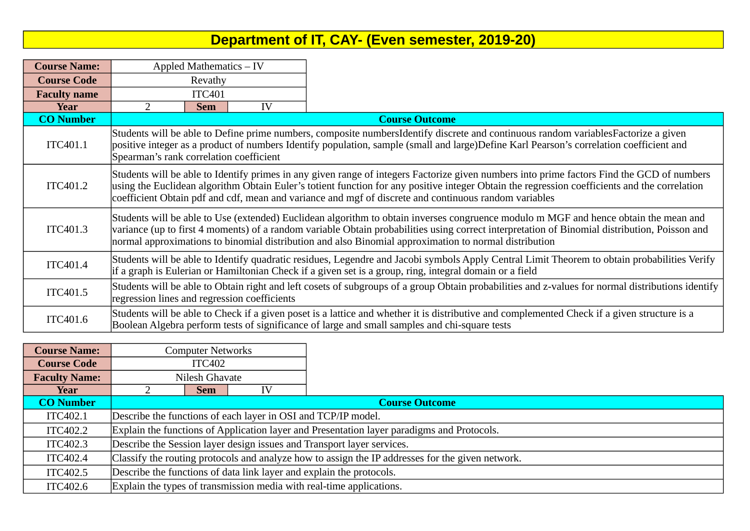# Department of IT, CAY- (Even semester, 2019-20)

| Course Name: | Appled Mathematics – IV | | |
|---|---|---|---|
| Course Code | Revathy | | |
| Faculty name | ITC401 | | |
| Year | 2 | Sem | IV |

| CO Number | Course Outcome |
|---|---|
| ITC401.1 | Students will be able to Define prime numbers, composite numbersIdentify discrete and continuous random variablesFactorize a given positive integer as a product of numbers Identify population, sample (small and large)Define Karl Pearson's correlation coefficient and Spearman's rank correlation coefficient |
| ITC401.2 | Students will be able to Identify primes in any given range of integers Factorize given numbers into prime factors Find the GCD of numbers using the Euclidean algorithm Obtain Euler's totient function for any positive integer Obtain the regression coefficients and the correlation coefficient Obtain pdf and cdf, mean and variance and mgf of discrete and continuous random variables |
| ITC401.3 | Students will be able to Use (extended) Euclidean algorithm to obtain inverses congruence modulo m MGF and hence obtain the mean and variance (up to first 4 moments) of a random variable Obtain probabilities using correct interpretation of Binomial distribution, Poisson and normal approximations to binomial distribution and also Binomial approximation to normal distribution |
| ITC401.4 | Students will be able to Identify quadratic residues, Legendre and Jacobi symbols Apply Central Limit Theorem to obtain probabilities Verify if a graph is Eulerian or Hamiltonian Check if a given set is a group, ring, integral domain or a field |
| ITC401.5 | Students will be able to Obtain right and left cosets of subgroups of a group Obtain probabilities and z-values for normal distributions identify regression lines and regression coefficients |
| ITC401.6 | Students will be able to Check if a given poset is a lattice and whether it is distributive and complemented Check if a given structure is a Boolean Algebra perform tests of significance of large and small samples and chi-square tests |

| Course Name: | Computer Networks | | |
|---|---|---|---|
| Course Code | ITC402 | | |
| Faculty Name: | Nilesh Ghavate | | |
| Year | 2 | Sem | IV |

| CO Number | Course Outcome |
|---|---|
| ITC402.1 | Describe the functions of each layer in OSI and TCP/IP model. |
| ITC402.2 | Explain the functions of Application layer and Presentation layer paradigms and Protocols. |
| ITC402.3 | Describe the Session layer design issues and Transport layer services. |
| ITC402.4 | Classify the routing protocols and analyze how to assign the IP addresses for the given network. |
| ITC402.5 | Describe the functions of data link layer and explain the protocols. |
| ITC402.6 | Explain the types of transmission media with real-time applications. |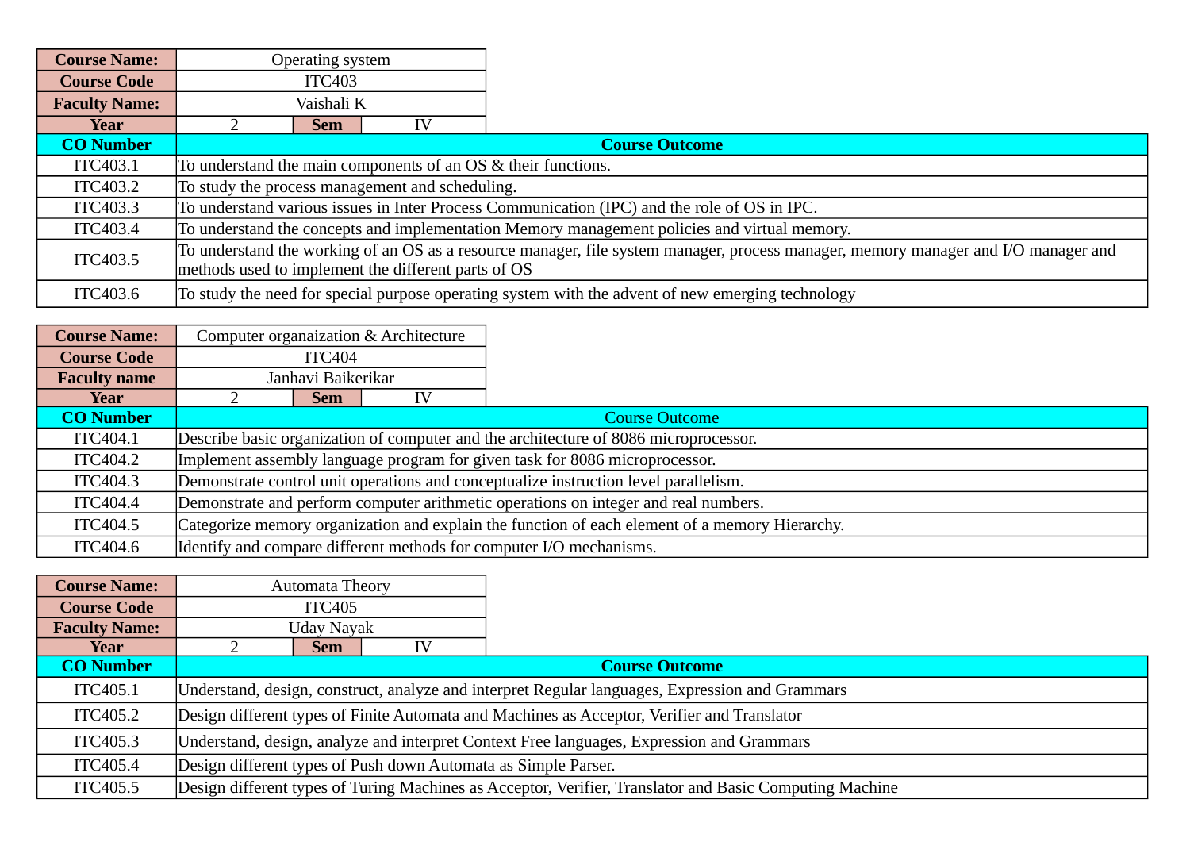| Course Name: | Operating system | | |
|---|---|---|---|
| Course Code | ITC403 | | |
| Faculty Name: | Vaishali K | | |
| Year | 2 | Sem | IV |

| CO Number | Course Outcome |
|---|---|
| ITC403.1 | To understand the main components of an OS & their functions. |
| ITC403.2 | To study the process management and scheduling. |
| ITC403.3 | To understand various issues in Inter Process Communication (IPC) and the role of OS in IPC. |
| ITC403.4 | To understand the concepts and implementation Memory management policies and virtual memory. |
| ITC403.5 | To understand the working of an OS as a resource manager, file system manager, process manager, memory manager and I/O manager and methods used to implement the different parts of OS |
| ITC403.6 | To study the need for special purpose operating system with the advent of new emerging technology |

| Course Name: | Computer organaization & Architecture | | |
|---|---|---|---|
| Course Code | ITC404 | | |
| Faculty name | Janhavi Baikerikar | | |
| Year | 2 | Sem | IV |

| CO Number | Course Outcome |
|---|---|
| ITC404.1 | Describe basic organization of computer and the architecture of 8086 microprocessor. |
| ITC404.2 | Implement assembly language program for given task for 8086 microprocessor. |
| ITC404.3 | Demonstrate control unit operations and conceptualize instruction level parallelism. |
| ITC404.4 | Demonstrate and perform computer arithmetic operations on integer and real numbers. |
| ITC404.5 | Categorize memory organization and explain the function of each element of a memory Hierarchy. |
| ITC404.6 | Identify and compare different methods for computer I/O mechanisms. |

| Course Name: | Automata Theory | | |
|---|---|---|---|
| Course Code | ITC405 | | |
| Faculty Name: | Uday Nayak | | |
| Year | 2 | Sem | IV |

| CO Number | Course Outcome |
|---|---|
| ITC405.1 | Understand, design, construct, analyze and interpret Regular languages, Expression and Grammars |
| ITC405.2 | Design different types of Finite Automata and Machines as Acceptor, Verifier and Translator |
| ITC405.3 | Understand, design, analyze and interpret Context Free languages, Expression and Grammars |
| ITC405.4 | Design different types of Push down Automata as Simple Parser. |
| ITC405.5 | Design different types of Turing Machines as Acceptor, Verifier, Translator and Basic Computing Machine |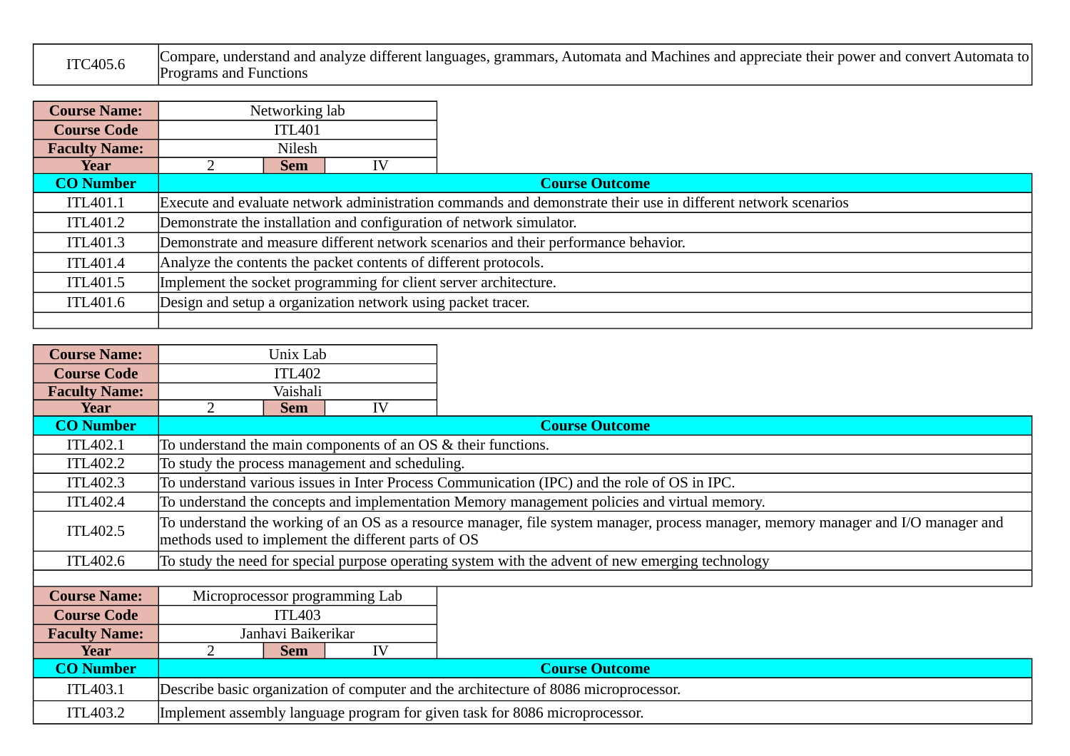| ITC405.6 | Compare, understand and analyze different languages, grammars, Automata and Machines and appreciate their power and convert Automata to Programs and Functions |
|---|---|

| **Course Name:** | Networking lab | | |
|---|---|---|---|
| **Course Code** | ITL401 | | |
| **Faculty Name:** | Nilesh | | |
| **Year** | 2 | **Sem** | IV |

| **CO Number** | **Course Outcome** |
|---|---|
| ITL401.1 | Execute and evaluate network administration commands and demonstrate their use in different network scenarios |
| ITL401.2 | Demonstrate the installation and configuration of network simulator. |
| ITL401.3 | Demonstrate and measure different network scenarios and their performance behavior. |
| ITL401.4 | Analyze the contents the packet contents of different protocols. |
| ITL401.5 | Implement the socket programming for client server architecture. |
| ITL401.6 | Design and setup a organization network using packet tracer. |
| | |

| **Course Name:** | Unix Lab | | |
|---|---|---|---|
| **Course Code** | ITL402 | | |
| **Faculty Name:** | Vaishali | | |
| **Year** | 2 | **Sem** | IV |

| **CO Number** | **Course Outcome** |
|---|---|
| ITL402.1 | To understand the main components of an OS & their functions. |
| ITL402.2 | To study the process management and scheduling. |
| ITL402.3 | To understand various issues in Inter Process Communication (IPC) and the role of OS in IPC. |
| ITL402.4 | To understand the concepts and implementation Memory management policies and virtual memory. |
| ITL402.5 | To understand the working of an OS as a resource manager, file system manager, process manager, memory manager and I/O manager and methods used to implement the different parts of OS |
| ITL402.6 | To study the need for special purpose operating system with the advent of new emerging technology |
| | |

| **Course Name:** | Microprocessor programming Lab | | |
|---|---|---|---|
| **Course Code** | ITL403 | | |
| **Faculty Name:** | Janhavi Baikerikar | | |
| **Year** | 2 | **Sem** | IV |

| **CO Number** | **Course Outcome** |
|---|---|
| ITL403.1 | Describe basic organization of computer and the architecture of 8086 microprocessor. |
| ITL403.2 | Implement assembly language program for given task for 8086 microprocessor. |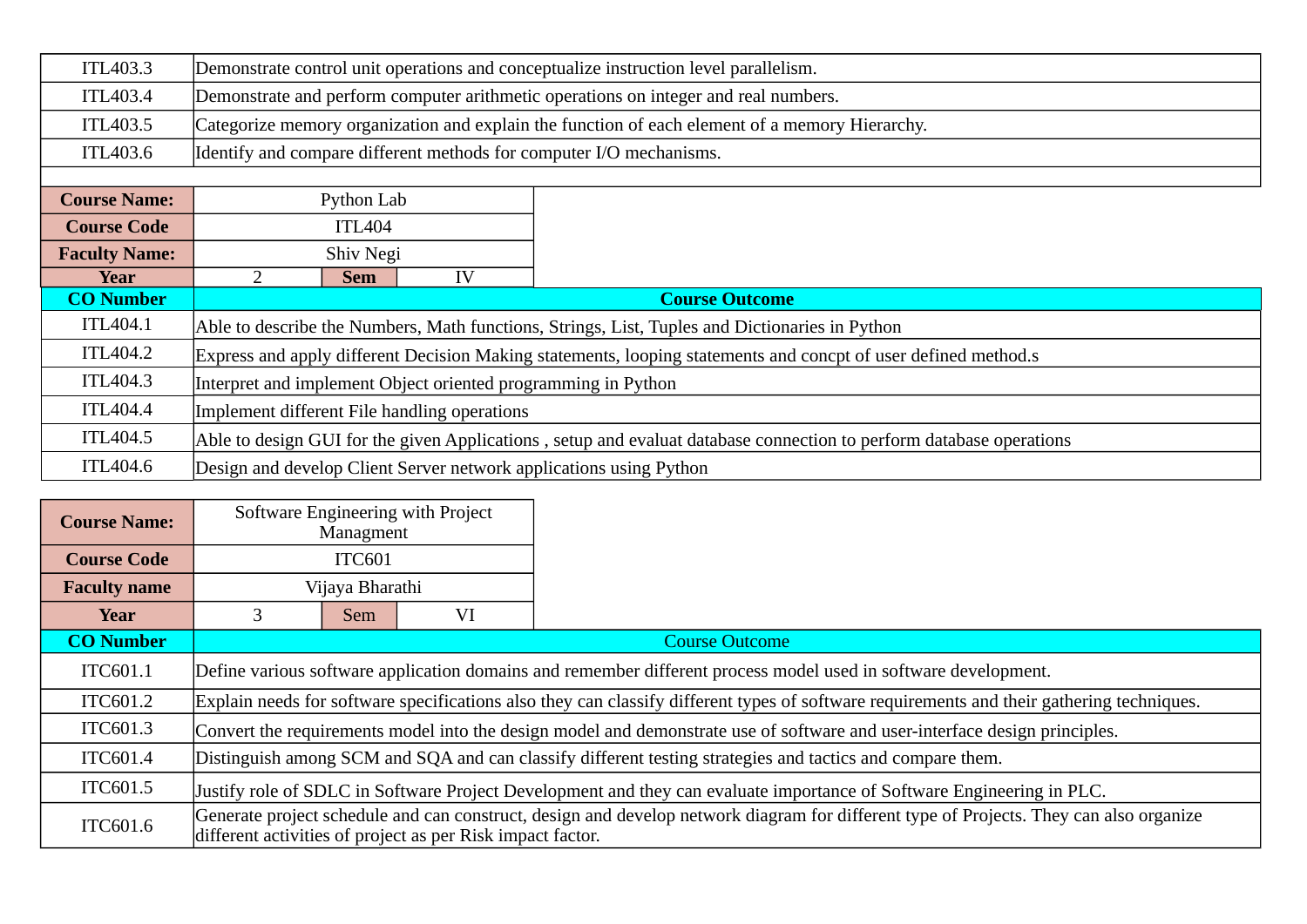| | |
|---|---|
| ITL403.3 | Demonstrate control unit operations and conceptualize instruction level parallelism. |
| ITL403.4 | Demonstrate and perform computer arithmetic operations on integer and real numbers. |
| ITL403.5 | Categorize memory organization and explain the function of each element of a memory Hierarchy. |
| ITL403.6 | Identify and compare different methods for computer I/O mechanisms. |

| | | | |
|---|---|---|---|
| **Course Name:** | Python Lab | | |
| **Course Code** | ITL404 | | |
| **Faculty Name:** | Shiv Negi | | |
| **Year** | 2 | **Sem** | IV |

| CO Number | Course Outcome |
|---|---|
| ITL404.1 | Able to describe the Numbers, Math functions, Strings, List, Tuples and Dictionaries in Python |
| ITL404.2 | Express and apply different Decision Making statements, looping statements and concpt of user defined method.s |
| ITL404.3 | Interpret and implement Object oriented programming in Python |
| ITL404.4 | Implement different File handling operations |
| ITL404.5 | Able to design GUI for the given Applications , setup and evaluat database connection to perform database operations |
| ITL404.6 | Design and develop Client Server network applications using Python |

| | | | |
|---|---|---|---|
| **Course Name:** | Software Engineering with Project Managment | | |
| **Course Code** | ITC601 | | |
| **Faculty name** | Vijaya Bharathi | | |
| **Year** | 3 | Sem | VI |

| CO Number | Course Outcome |
|---|---|
| ITC601.1 | Define various software application domains and remember different process model used in software development. |
| ITC601.2 | Explain needs for software specifications also they can classify different types of software requirements and their gathering techniques. |
| ITC601.3 | Convert the requirements model into the design model and demonstrate use of software and user-interface design principles. |
| ITC601.4 | Distinguish among SCM and SQA and can classify different testing strategies and tactics and compare them. |
| ITC601.5 | Justify role of SDLC in Software Project Development and they can evaluate importance of Software Engineering in PLC. |
| ITC601.6 | Generate project schedule and can construct, design and develop network diagram for different type of Projects. They can also organize different activities of project as per Risk impact factor. |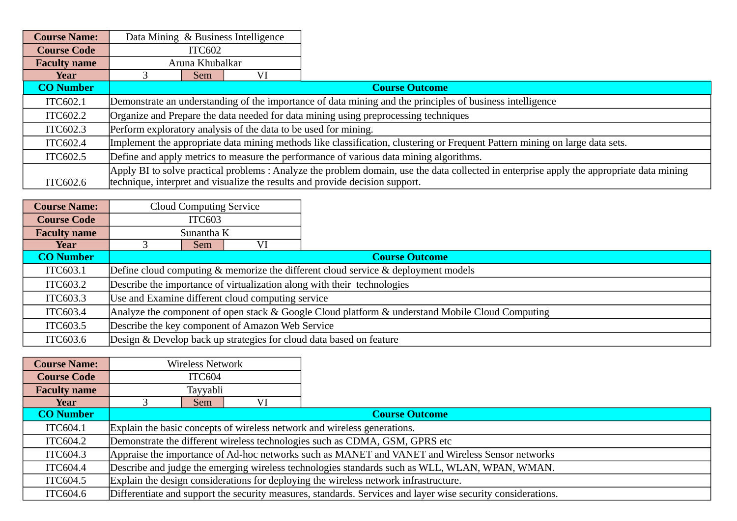| Course Name: | Data Mining & Business Intelligence | | |
|---|---|---|---|
| Course Code | ITC602 | | |
| Faculty name | Aruna Khubalkar | | |
| Year | 3 | Sem | VI |

| CO Number | Course Outcome |
|---|---|
| ITC602.1 | Demonstrate an understanding of the importance of data mining and the principles of business intelligence |
| ITC602.2 | Organize and Prepare the data needed for data mining using preprocessing techniques |
| ITC602.3 | Perform exploratory analysis of the data to be used for mining. |
| ITC602.4 | Implement the appropriate data mining methods like classification, clustering or Frequent Pattern mining on large data sets. |
| ITC602.5 | Define and apply metrics to measure the performance of various data mining algorithms. |
| ITC602.6 | Apply BI to solve practical problems : Analyze the problem domain, use the data collected in enterprise apply the appropriate data mining technique, interpret and visualize the results and provide decision support. |

| Course Name: | Cloud Computing Service | | |
|---|---|---|---|
| Course Code | ITC603 | | |
| Faculty name | Sunantha K | | |
| Year | 3 | Sem | VI |

| CO Number | Course Outcome |
|---|---|
| ITC603.1 | Define cloud computing & memorize the different cloud service & deployment models |
| ITC603.2 | Describe the importance of virtualization along with their technologies |
| ITC603.3 | Use and Examine different cloud computing service |
| ITC603.4 | Analyze the component of open stack & Google Cloud platform & understand Mobile Cloud Computing |
| ITC603.5 | Describe the key component of Amazon Web Service |
| ITC603.6 | Design & Develop back up strategies for cloud data based on feature |

| Course Name: | Wireless Network | | |
|---|---|---|---|
| Course Code | ITC604 | | |
| Faculty name | Tayyabli | | |
| Year | 3 | Sem | VI |

| CO Number | Course Outcome |
|---|---|
| ITC604.1 | Explain the basic concepts of wireless network and wireless generations. |
| ITC604.2 | Demonstrate the different wireless technologies such as CDMA, GSM, GPRS etc |
| ITC604.3 | Appraise the importance of Ad-hoc networks such as MANET and VANET and Wireless Sensor networks |
| ITC604.4 | Describe and judge the emerging wireless technologies standards such as WLL, WLAN, WPAN, WMAN. |
| ITC604.5 | Explain the design considerations for deploying the wireless network infrastructure. |
| ITC604.6 | Differentiate and support the security measures, standards. Services and layer wise security considerations. |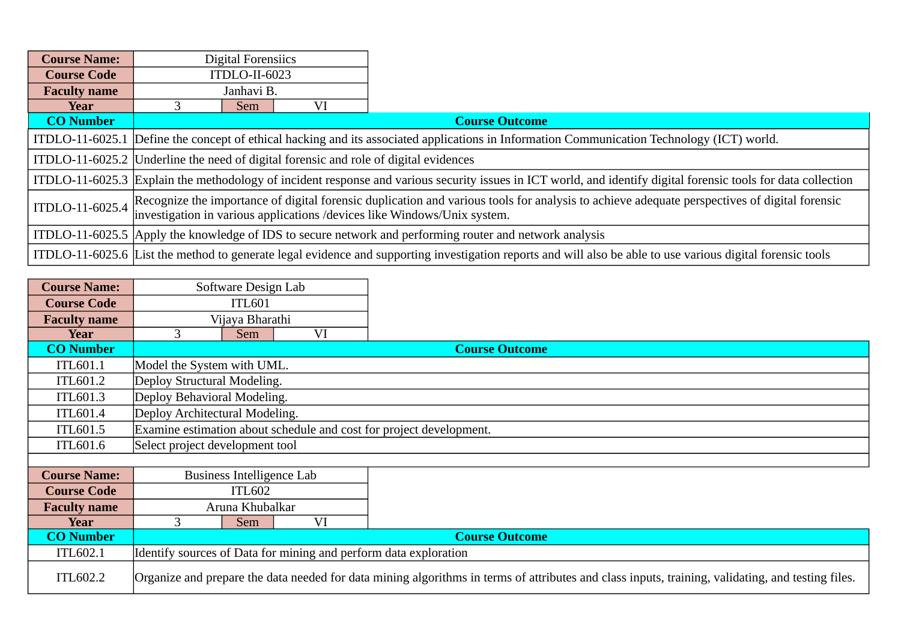| Course Name: | Digital Forensiics | | |
|---|---|---|---|
| Course Code | ITDLO-II-6023 | | |
| Faculty name | Janhavi B. | | |
| Year | 3 | Sem | VI |

| CO Number | Course Outcome |
|---|---|
| ITDLO-11-6025.1 | Define the concept of ethical hacking and its associated applications in Information Communication Technology (ICT) world. |
| ITDLO-11-6025.2 | Underline the need of digital forensic and role of digital evidences |
| ITDLO-11-6025.3 | Explain the methodology of incident response and various security issues in ICT world, and identify digital forensic tools for data collection |
| ITDLO-11-6025.4 | Recognize the importance of digital forensic duplication and various tools for analysis to achieve adequate perspectives of digital forensic investigation in various applications /devices like Windows/Unix system. |
| ITDLO-11-6025.5 | Apply the knowledge of IDS to secure network and performing router and network analysis |
| ITDLO-11-6025.6 | List the method to generate legal evidence and supporting investigation reports and will also be able to use various digital forensic tools |

| Course Name: | Software Design Lab | | |
|---|---|---|---|
| Course Code | ITL601 | | |
| Faculty name | Vijaya Bharathi | | |
| Year | 3 | Sem | VI |

| CO Number | Course Outcome |
|---|---|
| ITL601.1 | Model the System with UML. |
| ITL601.2 | Deploy Structural Modeling. |
| ITL601.3 | Deploy Behavioral Modeling. |
| ITL601.4 | Deploy Architectural Modeling. |
| ITL601.5 | Examine estimation about schedule and cost for project development. |
| ITL601.6 | Select project development tool |

| Course Name: | Business Intelligence Lab | | |
|---|---|---|---|
| Course Code | ITL602 | | |
| Faculty name | Aruna Khubalkar | | |
| Year | 3 | Sem | VI |

| CO Number | Course Outcome |
|---|---|
| ITL602.1 | Identify sources of Data for mining and perform data exploration |
| ITL602.2 | Organize and prepare the data needed for data mining algorithms in terms of attributes and class inputs, training, validating, and testing files. |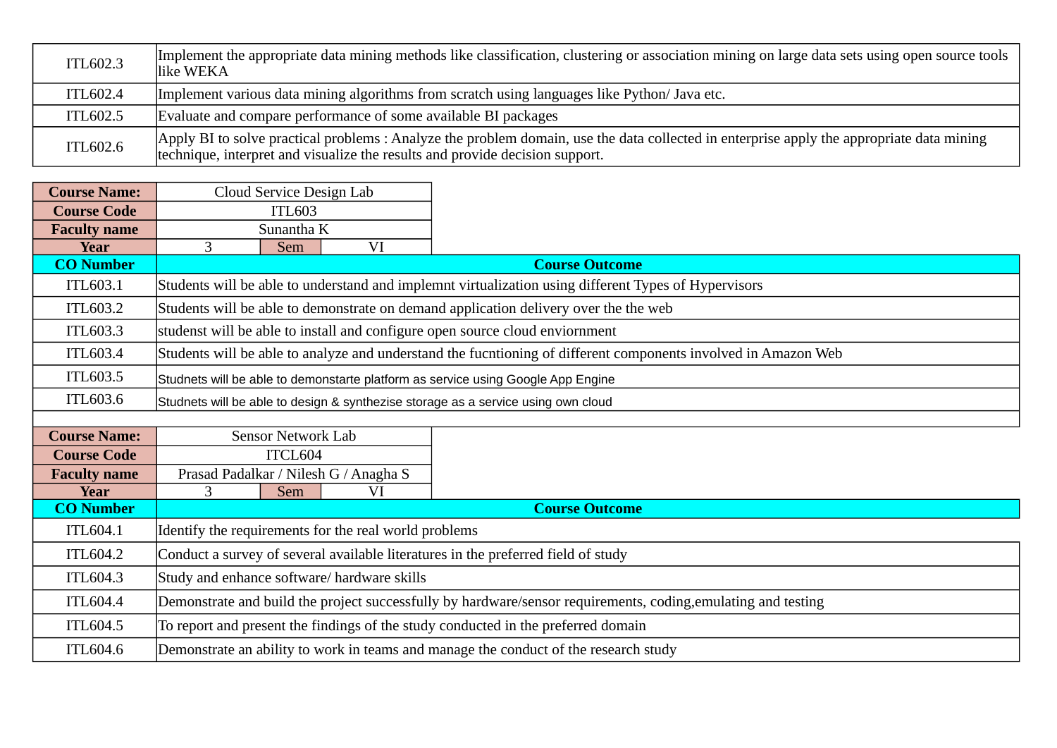| | |
|---|---|
| ITL602.3 | Implement the appropriate data mining methods like classification, clustering or association mining on large data sets using open source tools like WEKA |
| ITL602.4 | Implement various data mining algorithms from scratch using languages like Python/ Java etc. |
| ITL602.5 | Evaluate and compare performance of some available BI packages |
| ITL602.6 | Apply BI to solve practical problems : Analyze the problem domain, use the data collected in enterprise apply the appropriate data mining technique, interpret and visualize the results and provide decision support. |

| **Course Name:** | Cloud Service Design Lab | | |
|---|---|---|---|
| **Course Code** | ITL603 | | |
| **Faculty name** | Sunantha K | | |
| **Year** | 3 | Sem | VI |

| **CO Number** | **Course Outcome** |
|---|---|
| ITL603.1 | Students will be able to understand and implemnt virtualization using different Types of Hypervisors |
| ITL603.2 | Students will be able to demonstrate on demand application delivery over the the web |
| ITL603.3 | studenst will be able to install and configure open source cloud enviornment |
| ITL603.4 | Students will be able to analyze and understand the fucntioning of different components involved in Amazon Web |
| ITL603.5 | Studnets will be able to demonstarte platform as service using Google App Engine |
| ITL603.6 | Studnets will be able to design & synthezise storage as a service using own cloud |

| **Course Name:** | Sensor Network Lab | | |
|---|---|---|---|
| **Course Code** | ITCL604 | | |
| **Faculty name** | Prasad Padalkar / Nilesh G / Anagha S | | |
| **Year** | 3 | Sem | VI |

| **CO Number** | **Course Outcome** |
|---|---|
| ITL604.1 | Identify the requirements for the real world problems |
| ITL604.2 | Conduct a survey of several available literatures in the preferred field of study |
| ITL604.3 | Study and enhance software/ hardware skills |
| ITL604.4 | Demonstrate and build the project successfully by hardware/sensor requirements, coding,emulating and testing |
| ITL604.5 | To report and present the findings of the study conducted in the preferred domain |
| ITL604.6 | Demonstrate an ability to work in teams and manage the conduct of the research study |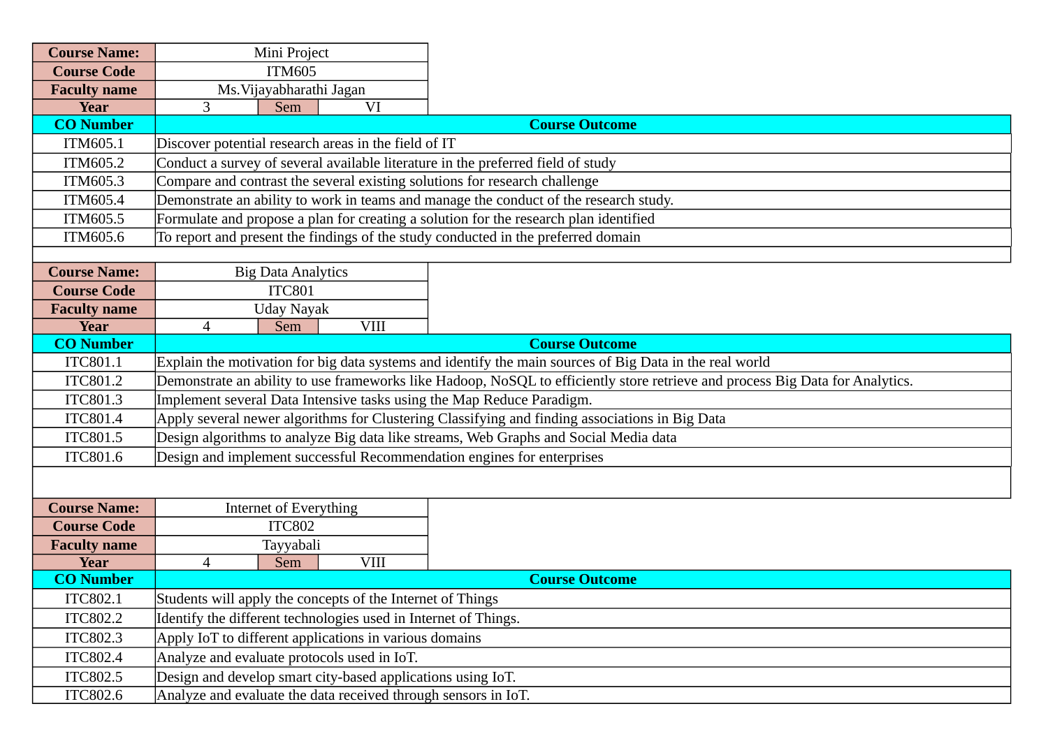| Course Name: | Mini Project | | |
|---|---|---|---|
| Course Code | ITM605 | | |
| Faculty name | Ms.Vijayabharathi Jagan | | |
| Year | 3 | Sem | VI |

| CO Number | Course Outcome |
|---|---|
| ITM605.1 | Discover potential research areas in the field of IT |
| ITM605.2 | Conduct a survey of several available literature in the preferred field of study |
| ITM605.3 | Compare and contrast the several existing solutions for research challenge |
| ITM605.4 | Demonstrate an ability to work in teams and manage the conduct of the research study. |
| ITM605.5 | Formulate and propose a plan for creating a solution for the research plan identified |
| ITM605.6 | To report and present the findings of the study conducted in the preferred domain |

| Course Name: | Big Data Analytics | | |
|---|---|---|---|
| Course Code | ITC801 | | |
| Faculty name | Uday Nayak | | |
| Year | 4 | Sem | VIII |

| CO Number | Course Outcome |
|---|---|
| ITC801.1 | Explain the motivation for big data systems and identify the main sources of Big Data in the real world |
| ITC801.2 | Demonstrate an ability to use frameworks like Hadoop, NoSQL to efficiently store retrieve and process Big Data for Analytics. |
| ITC801.3 | Implement several Data Intensive tasks using the Map Reduce Paradigm. |
| ITC801.4 | Apply several newer algorithms for Clustering Classifying and finding associations in Big Data |
| ITC801.5 | Design algorithms to analyze Big data like streams, Web Graphs and Social Media data |
| ITC801.6 | Design and implement successful Recommendation engines for enterprises |

| Course Name: | Internet of Everything | | |
|---|---|---|---|
| Course Code | ITC802 | | |
| Faculty name | Tayyabali | | |
| Year | 4 | Sem | VIII |

| CO Number | Course Outcome |
|---|---|
| ITC802.1 | Students will apply the concepts of the Internet of Things |
| ITC802.2 | Identify the different technologies used in Internet of Things. |
| ITC802.3 | Apply IoT to different applications in various domains |
| ITC802.4 | Analyze and evaluate protocols used in IoT. |
| ITC802.5 | Design and develop smart city-based applications using IoT. |
| ITC802.6 | Analyze and evaluate the data received through sensors in IoT. |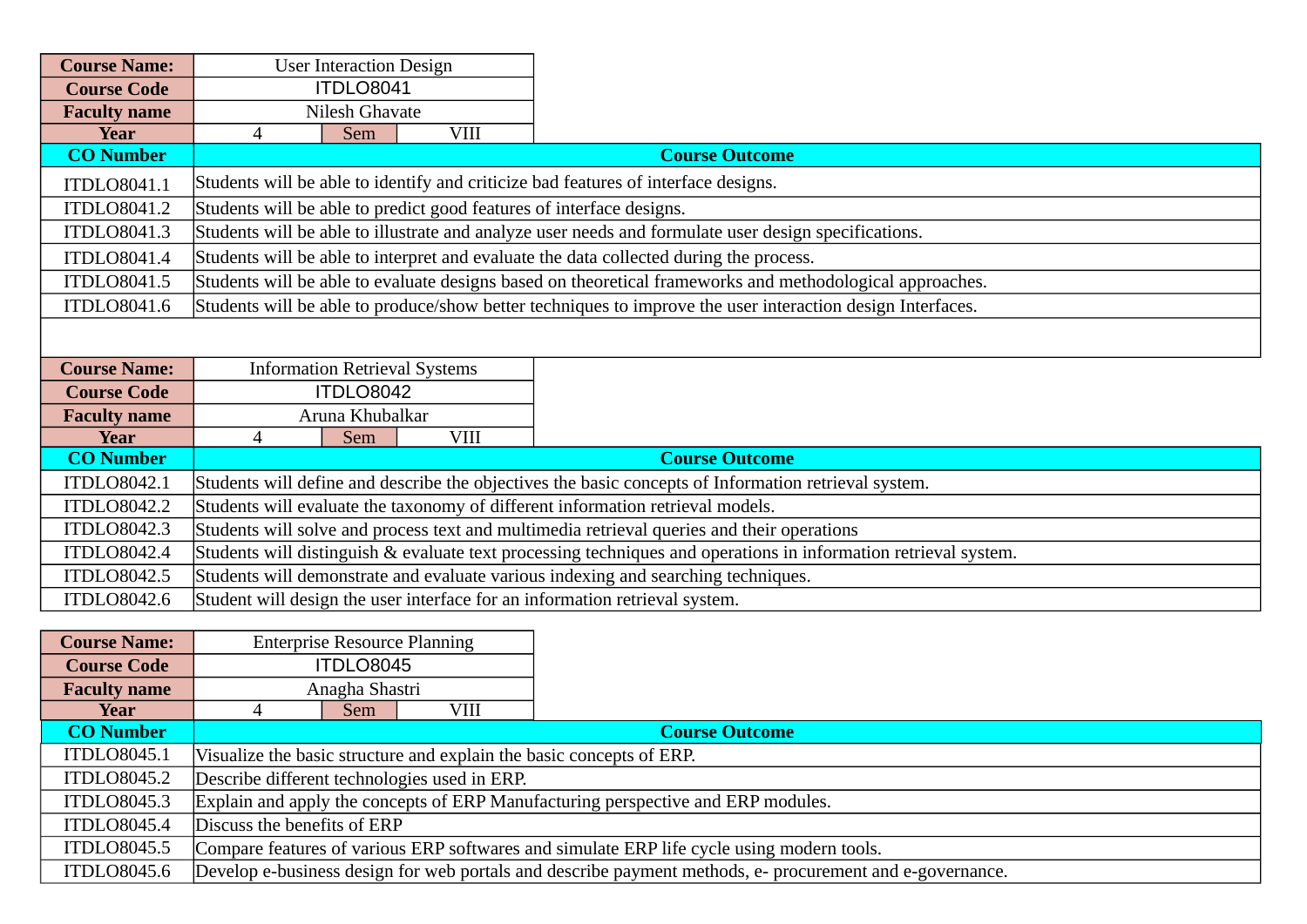| Course Name: | User Interaction Design | | |
|---|---|---|---|
| Course Code | ITDLO8041 | | |
| Faculty name | Nilesh Ghavate | | |
| Year | 4 | Sem | VIII |

| CO Number | Course Outcome |
|---|---|
| ITDLO8041.1 | Students will be able to identify and criticize bad features of interface designs. |
| ITDLO8041.2 | Students will be able to predict good features of interface designs. |
| ITDLO8041.3 | Students will be able to illustrate and analyze user needs and formulate user design specifications. |
| ITDLO8041.4 | Students will be able to interpret and evaluate the data collected during the process. |
| ITDLO8041.5 | Students will be able to evaluate designs based on theoretical frameworks and methodological approaches. |
| ITDLO8041.6 | Students will be able to produce/show better techniques to improve the user interaction design Interfaces. |

| Course Name: | Information Retrieval Systems | | |
|---|---|---|---|
| Course Code | ITDLO8042 | | |
| Faculty name | Aruna Khubalkar | | |
| Year | 4 | Sem | VIII |

| CO Number | Course Outcome |
|---|---|
| ITDLO8042.1 | Students will define and describe the objectives the basic concepts of Information retrieval system. |
| ITDLO8042.2 | Students will evaluate the taxonomy of different information retrieval models. |
| ITDLO8042.3 | Students will solve and process text and multimedia retrieval queries and their operations |
| ITDLO8042.4 | Students will distinguish & evaluate text processing techniques and operations in information retrieval system. |
| ITDLO8042.5 | Students will demonstrate and evaluate various indexing and searching techniques. |
| ITDLO8042.6 | Student will design the user interface for an information retrieval system. |

| Course Name: | Enterprise Resource Planning | | |
|---|---|---|---|
| Course Code | ITDLO8045 | | |
| Faculty name | Anagha Shastri | | |
| Year | 4 | Sem | VIII |

| CO Number | Course Outcome |
|---|---|
| ITDLO8045.1 | Visualize the basic structure and explain the basic concepts of ERP. |
| ITDLO8045.2 | Describe different technologies used in ERP. |
| ITDLO8045.3 | Explain and apply the concepts of ERP Manufacturing perspective and ERP modules. |
| ITDLO8045.4 | Discuss the benefits of ERP |
| ITDLO8045.5 | Compare features of various ERP softwares and simulate ERP life cycle using modern tools. |
| ITDLO8045.6 | Develop e-business design for web portals and describe payment methods, e- procurement and e-governance. |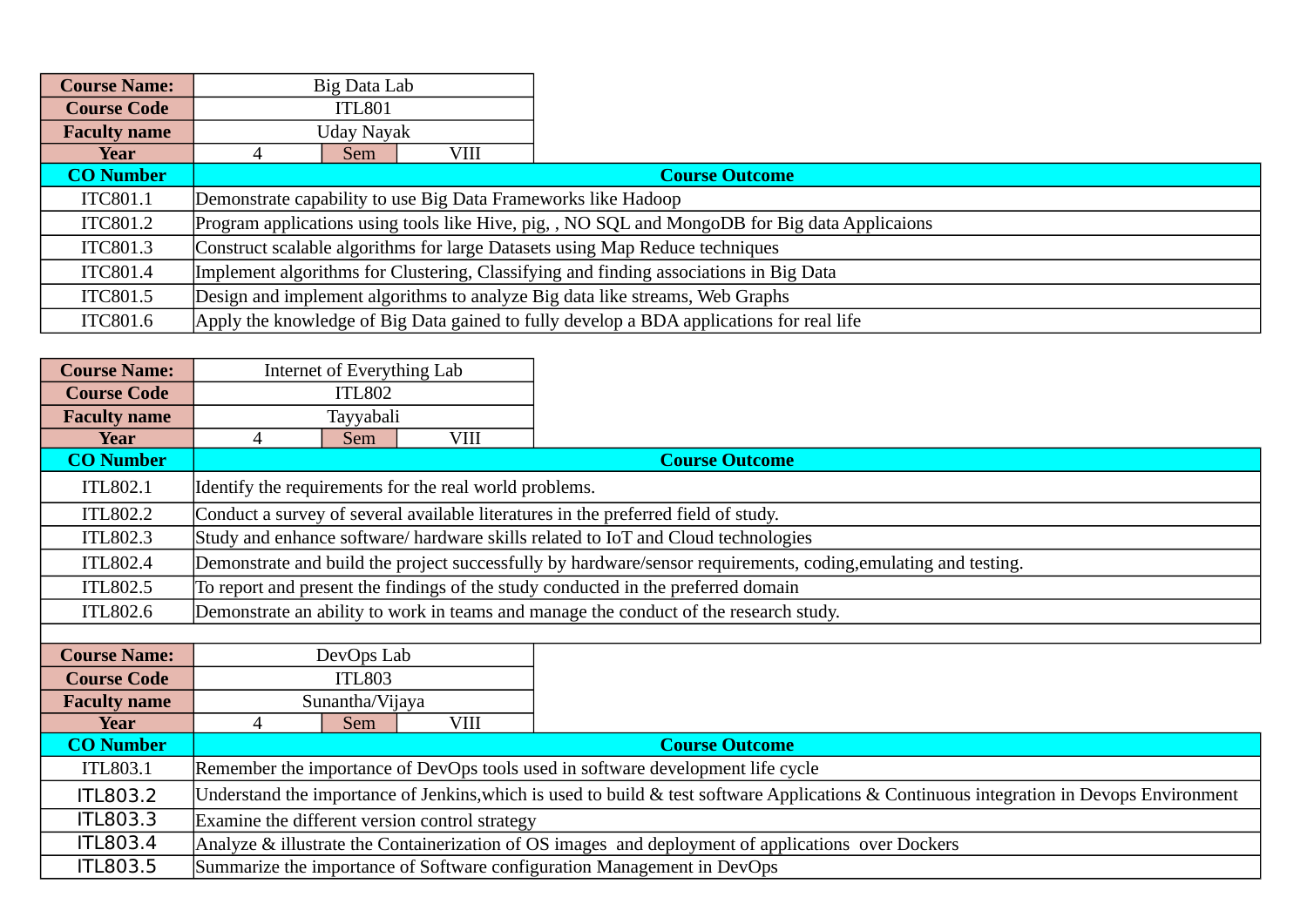| Course Name: | Big Data Lab | | |
|---|---|---|---|
| Course Code | ITL801 | | |
| Faculty name | Uday Nayak | | |
| Year | 4 | Sem | VIII |

| CO Number | Course Outcome |
|---|---|
| ITC801.1 | Demonstrate capability to use Big Data Frameworks like Hadoop |
| ITC801.2 | Program applications using tools like Hive, pig, , NO SQL and MongoDB for Big data Applicaions |
| ITC801.3 | Construct scalable algorithms for large Datasets using Map Reduce techniques |
| ITC801.4 | Implement algorithms for Clustering, Classifying and finding associations in Big Data |
| ITC801.5 | Design and implement algorithms to analyze Big data like streams, Web Graphs |
| ITC801.6 | Apply the knowledge of Big Data gained to fully develop a BDA applications for real life |

| Course Name: | Internet of Everything Lab | | |
|---|---|---|---|
| Course Code | ITL802 | | |
| Faculty name | Tayyabali | | |
| Year | 4 | Sem | VIII |

| CO Number | Course Outcome |
|---|---|
| ITL802.1 | Identify the requirements for the real world problems. |
| ITL802.2 | Conduct a survey of several available literatures in the preferred field of study. |
| ITL802.3 | Study and enhance software/ hardware skills related to IoT and Cloud technologies |
| ITL802.4 | Demonstrate and build the project successfully by hardware/sensor requirements, coding,emulating and testing. |
| ITL802.5 | To report and present the findings of the study conducted in the preferred domain |
| ITL802.6 | Demonstrate an ability to work in teams and manage the conduct of the research study. |

| Course Name: | DevOps Lab | | |
|---|---|---|---|
| Course Code | ITL803 | | |
| Faculty name | Sunantha/Vijaya | | |
| Year | 4 | Sem | VIII |

| CO Number | Course Outcome |
|---|---|
| ITL803.1 | Remember the importance of DevOps tools used in software development life cycle |
| ITL803.2 | Understand the importance of Jenkins,which is used to build & test software Applications & Continuous integration in Devops Environment |
| ITL803.3 | Examine the different version control strategy |
| ITL803.4 | Analyze & illustrate the Containerization of OS images and deployment of applications over Dockers |
| ITL803.5 | Summarize the importance of Software configuration Management in DevOps |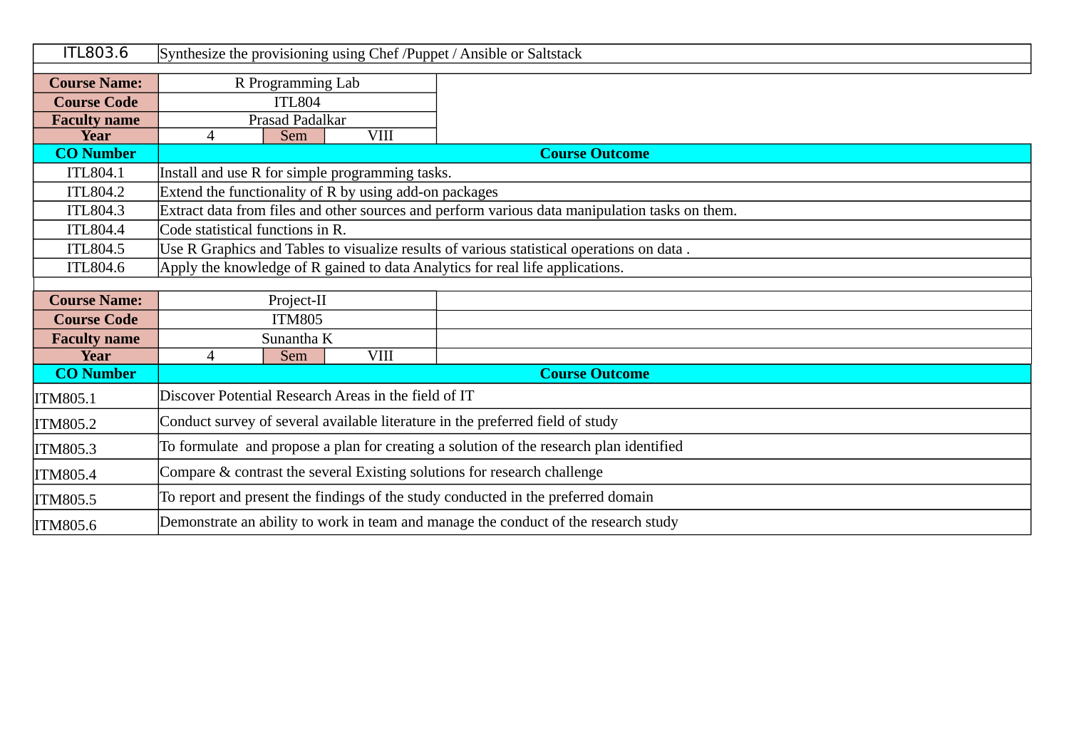| | |
|---|---|
| ITL803.6 | Synthesize the provisioning using Chef /Puppet / Ansible or Saltstack |

| | | | |
|---|---|---|---|
| **Course Name:** | R Programming Lab | | |
| **Course Code** | ITL804 | | |
| **Faculty name** | Prasad Padalkar | | |
| **Year** | 4 | Sem | VIII |

| **CO Number** | **Course Outcome** |
|---|---|
| ITL804.1 | Install and use R for simple programming tasks. |
| ITL804.2 | Extend the functionality of R by using add-on packages |
| ITL804.3 | Extract data from files and other sources and perform various data manipulation tasks on them. |
| ITL804.4 | Code statistical functions in R. |
| ITL804.5 | Use R Graphics and Tables to visualize results of various statistical operations on data . |
| ITL804.6 | Apply the knowledge of R gained to data Analytics for real life applications. |

| | | | |
|---|---|---|---|
| **Course Name:** | Project-II | | |
| **Course Code** | ITM805 | | |
| **Faculty name** | Sunantha K | | |
| **Year** | 4 | Sem | VIII |

| **CO Number** | **Course Outcome** |
|---|---|
| ITM805.1 | Discover Potential Research Areas in the field of IT |
| ITM805.2 | Conduct survey of several available literature in the preferred field of study |
| ITM805.3 | To formulate and propose a plan for creating a solution of the research plan identified |
| ITM805.4 | Compare & contrast the several Existing solutions for research challenge |
| ITM805.5 | To report and present the findings of the study conducted in the preferred domain |
| ITM805.6 | Demonstrate an ability to work in team and manage the conduct of the research study |